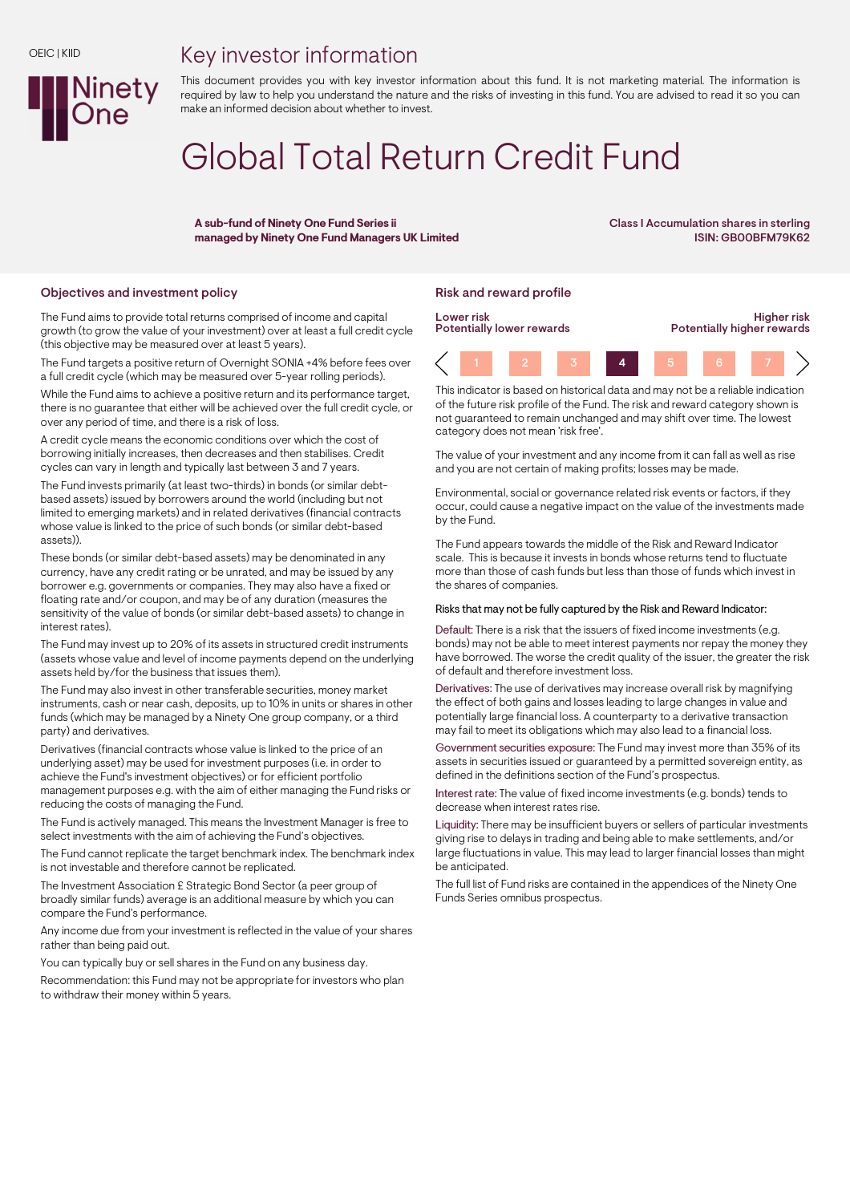OEIC | KIID

# Key investor information

This document provides you with key investor information about this fund. It is not marketing material. The information is required by law to help you understand the nature and the risks of investing in this fund. You are advised to read it so you can make an informed decision about whether to invest.

# Global Total Return Credit Fund

**A sub-fund of Ninety One Fund Series ii**
**managed by Ninety One Fund Managers UK Limited**

Class I Accumulation shares in sterling
ISIN: GB00BFM79K62

## Objectives and investment policy

The Fund aims to provide total returns comprised of income and capital growth (to grow the value of your investment) over at least a full credit cycle (this objective may be measured over at least 5 years).

The Fund targets a positive return of Overnight SONIA +4% before fees over a full credit cycle (which may be measured over 5-year rolling periods).

While the Fund aims to achieve a positive return and its performance target, there is no guarantee that either will be achieved over the full credit cycle, or over any period of time, and there is a risk of loss.

A credit cycle means the economic conditions over which the cost of borrowing initially increases, then decreases and then stabilises. Credit cycles can vary in length and typically last between 3 and 7 years.

The Fund invests primarily (at least two-thirds) in bonds (or similar debt-based assets) issued by borrowers around the world (including but not limited to emerging markets) and in related derivatives (financial contracts whose value is linked to the price of such bonds (or similar debt-based assets)).

These bonds (or similar debt-based assets) may be denominated in any currency, have any credit rating or be unrated, and may be issued by any borrower e.g. governments or companies. They may also have a fixed or floating rate and/or coupon, and may be of any duration (measures the sensitivity of the value of bonds (or similar debt-based assets) to change in interest rates).

The Fund may invest up to 20% of its assets in structured credit instruments (assets whose value and level of income payments depend on the underlying assets held by/for the business that issues them).

The Fund may also invest in other transferable securities, money market instruments, cash or near cash, deposits, up to 10% in units or shares in other funds (which may be managed by a Ninety One group company, or a third party) and derivatives.

Derivatives (financial contracts whose value is linked to the price of an underlying asset) may be used for investment purposes (i.e. in order to achieve the Fund's investment objectives) or for efficient portfolio management purposes e.g. with the aim of either managing the Fund risks or reducing the costs of managing the Fund.

The Fund is actively managed. This means the Investment Manager is free to select investments with the aim of achieving the Fund's objectives.

The Fund cannot replicate the target benchmark index. The benchmark index is not investable and therefore cannot be replicated.

The Investment Association £ Strategic Bond Sector (a peer group of broadly similar funds) average is an additional measure by which you can compare the Fund's performance.

Any income due from your investment is reflected in the value of your shares rather than being paid out.

You can typically buy or sell shares in the Fund on any business day.

Recommendation: this Fund may not be appropriate for investors who plan to withdraw their money within 5 years.

## Risk and reward profile

| Lower risk<br>Potentially lower rewards | | | | | | Higher risk<br>Potentially higher rewards |
|---|---|---|---|---|---|---|
| 1 | 2 | 3 | **4** | 5 | 6 | 7 |

This indicator is based on historical data and may not be a reliable indication of the future risk profile of the Fund. The risk and reward category shown is not guaranteed to remain unchanged and may shift over time. The lowest category does not mean 'risk free'.

The value of your investment and any income from it can fall as well as rise and you are not certain of making profits; losses may be made.

Environmental, social or governance related risk events or factors, if they occur, could cause a negative impact on the value of the investments made by the Fund.

The Fund appears towards the middle of the Risk and Reward Indicator scale. This is because it invests in bonds whose returns tend to fluctuate more than those of cash funds but less than those of funds which invest in the shares of companies.

Risks that may not be fully captured by the Risk and Reward Indicator:

Default: There is a risk that the issuers of fixed income investments (e.g. bonds) may not be able to meet interest payments nor repay the money they have borrowed. The worse the credit quality of the issuer, the greater the risk of default and therefore investment loss.

Derivatives: The use of derivatives may increase overall risk by magnifying the effect of both gains and losses leading to large changes in value and potentially large financial loss. A counterparty to a derivative transaction may fail to meet its obligations which may also lead to a financial loss.

Government securities exposure: The Fund may invest more than 35% of its assets in securities issued or guaranteed by a permitted sovereign entity, as defined in the definitions section of the Fund's prospectus.

Interest rate: The value of fixed income investments (e.g. bonds) tends to decrease when interest rates rise.

Liquidity: There may be insufficient buyers or sellers of particular investments giving rise to delays in trading and being able to make settlements, and/or large fluctuations in value. This may lead to larger financial losses than might be anticipated.

The full list of Fund risks are contained in the appendices of the Ninety One Funds Series omnibus prospectus.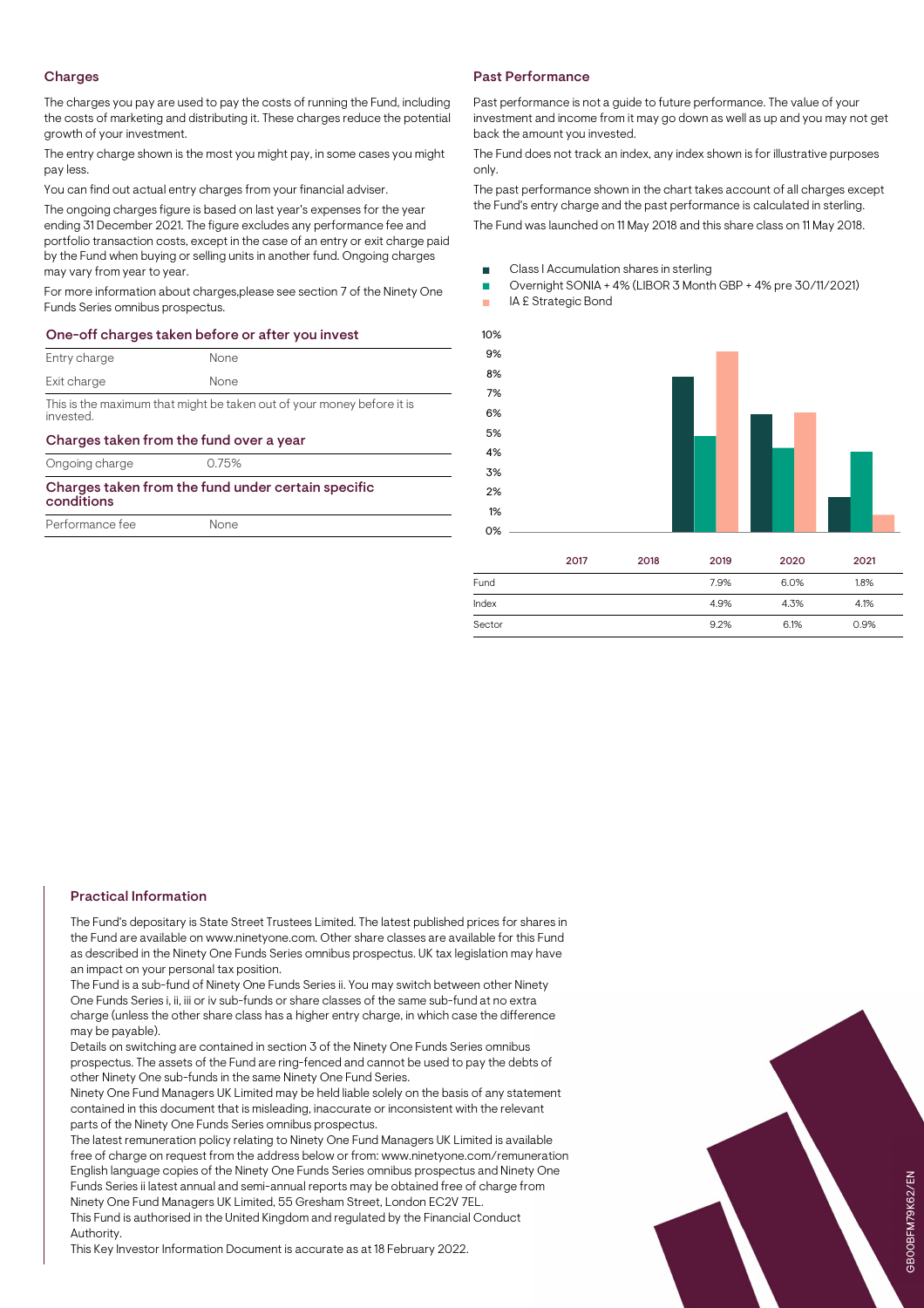## Charges

The charges you pay are used to pay the costs of running the Fund, including the costs of marketing and distributing it. These charges reduce the potential growth of your investment.

The entry charge shown is the most you might pay, in some cases you might pay less.

You can find out actual entry charges from your financial adviser.

The ongoing charges figure is based on last year's expenses for the year ending 31 December 2021. The figure excludes any performance fee and portfolio transaction costs, except in the case of an entry or exit charge paid by the Fund when buying or selling units in another fund. Ongoing charges may vary from year to year.

For more information about charges,please see section 7 of the Ninety One Funds Series omnibus prospectus.

### One-off charges taken before or after you invest

| | |
|---|---|
| Entry charge | None |
| Exit charge | None |

This is the maximum that might be taken out of your money before it is invested.

### Charges taken from the fund over a year

| | |
|---|---|
| Ongoing charge | 0.75% |

### Charges taken from the fund under certain specific conditions

| | |
|---|---|
| Performance fee | None |

## Past Performance

Past performance is not a guide to future performance. The value of your investment and income from it may go down as well as up and you may not get back the amount you invested.

The Fund does not track an index, any index shown is for illustrative purposes only.

The past performance shown in the chart takes account of all charges except the Fund's entry charge and the past performance is calculated in sterling.

The Fund was launched on 11 May 2018 and this share class on 11 May 2018.

- Class I Accumulation shares in sterling
- Overnight SONIA + 4% (LIBOR 3 Month GBP + 4% pre 30/11/2021)
- IA £ Strategic Bond

10%
9%
8%
7%
6%
5%
4%
3%
2%
1%
0%

| | 2017 | 2018 | 2019 | 2020 | 2021 |
|---|---|---|---|---|---|
| Fund | | | 7.9% | 6.0% | 1.8% |
| Index | | | 4.9% | 4.3% | 4.1% |
| Sector | | | 9.2% | 6.1% | 0.9% |

## Practical Information

The Fund's depositary is State Street Trustees Limited. The latest published prices for shares in the Fund are available on www.ninetyone.com. Other share classes are available for this Fund as described in the Ninety One Funds Series omnibus prospectus. UK tax legislation may have an impact on your personal tax position.

The Fund is a sub-fund of Ninety One Funds Series ii. You may switch between other Ninety One Funds Series i, ii, iii or iv sub-funds or share classes of the same sub-fund at no extra charge (unless the other share class has a higher entry charge, in which case the difference may be payable).

Details on switching are contained in section 3 of the Ninety One Funds Series omnibus prospectus. The assets of the Fund are ring-fenced and cannot be used to pay the debts of other Ninety One sub-funds in the same Ninety One Fund Series.

Ninety One Fund Managers UK Limited may be held liable solely on the basis of any statement contained in this document that is misleading, inaccurate or inconsistent with the relevant parts of the Ninety One Funds Series omnibus prospectus.

The latest remuneration policy relating to Ninety One Fund Managers UK Limited is available free of charge on request from the address below or from: www.ninetyone.com/remuneration English language copies of the Ninety One Funds Series omnibus prospectus and Ninety One Funds Series ii latest annual and semi-annual reports may be obtained free of charge from Ninety One Fund Managers UK Limited, 55 Gresham Street, London EC2V 7EL.

This Fund is authorised in the United Kingdom and regulated by the Financial Conduct Authority.

This Key Investor Information Document is accurate as at 18 February 2022.

GB00BFM79K62/EN